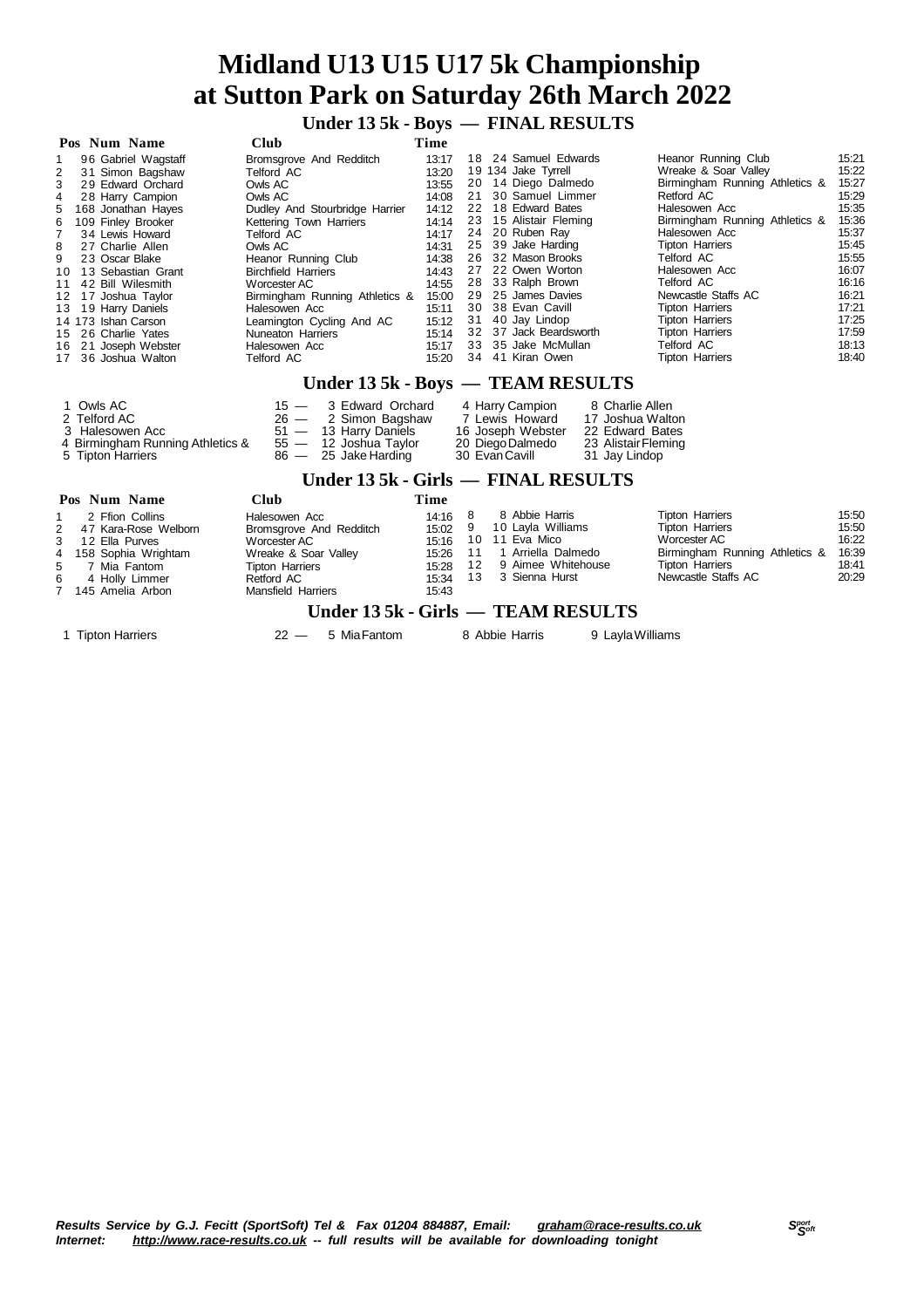# Midland U13 U15 U17 5k Championship at Sutton Park on Saturday 26th March 2022

## Under 13 5k - Boys — FINAL RESULTS

| Pos | Num | Name | Club | Time |
|---|---|---|---|---|
| 1 | 96 | Gabriel Wagstaff | Bromsgrove And Redditch | 13:17 |
| 2 | 31 | Simon Bagshaw | Telford AC | 13:20 |
| 3 | 29 | Edward Orchard | Owls AC | 13:55 |
| 4 | 28 | Harry Campion | Owls AC | 14:08 |
| 5 | 168 | Jonathan Hayes | Dudley And Stourbridge Harrier | 14:12 |
| 6 | 109 | Finley Brooker | Kettering Town Harriers | 14:14 |
| 7 | 34 | Lewis Howard | Telford AC | 14:17 |
| 8 | 27 | Charlie Allen | Owls AC | 14:31 |
| 9 | 23 | Oscar Blake | Heanor Running Club | 14:38 |
| 10 | 13 | Sebastian Grant | Birchfield Harriers | 14:43 |
| 11 | 42 | Bill Wilesmith | Worcester AC | 14:55 |
| 12 | 17 | Joshua Taylor | Birmingham Running Athletics & | 15:00 |
| 13 | 19 | Harry Daniels | Halesowen Acc | 15:11 |
| 14 | 173 | Ishan Carson | Leamington Cycling And AC | 15:12 |
| 15 | 26 | Charlie Yates | Nuneaton Harriers | 15:14 |
| 16 | 21 | Joseph Webster | Halesowen Acc | 15:17 |
| 17 | 36 | Joshua Walton | Telford AC | 15:20 |
| 18 | 24 | Samuel Edwards | Heanor Running Club | 15:21 |
| 19 | 134 | Jake Tyrrell | Wreake & Soar Valley | 15:22 |
| 20 | 14 | Diego Dalmedo | Birmingham Running Athletics & | 15:27 |
| 21 | 30 | Samuel Limmer | Retford AC | 15:29 |
| 22 | 18 | Edward Bates | Halesowen Acc | 15:35 |
| 23 | 15 | Alistair Fleming | Birmingham Running Athletics & | 15:36 |
| 24 | 20 | Ruben Ray | Halesowen Acc | 15:37 |
| 25 | 39 | Jake Harding | Tipton Harriers | 15:45 |
| 26 | 32 | Mason Brooks | Telford AC | 15:55 |
| 27 | 22 | Owen Worton | Halesowen Acc | 16:07 |
| 28 | 33 | Ralph Brown | Telford AC | 16:16 |
| 29 | 25 | James Davies | Newcastle Staffs AC | 16:21 |
| 30 | 38 | Evan Cavill | Tipton Harriers | 17:21 |
| 31 | 40 | Jay Lindop | Tipton Harriers | 17:25 |
| 32 | 37 | Jack Beardsworth | Tipton Harriers | 17:59 |
| 33 | 35 | Jake McMullan | Telford AC | 18:13 |
| 34 | 41 | Kiran Owen | Tipton Harriers | 18:40 |

## Under 13 5k - Boys — TEAM RESULTS

| Pos | Team | Points | 1st | 2nd | 3rd |
|---|---|---|---|---|---|
| 1 | Owls AC | 15 — | 3 Edward Orchard | 4 Harry Campion | 8 Charlie Allen |
| 2 | Telford AC | 26 — | 2 Simon Bagshaw | 7 Lewis Howard | 17 Joshua Walton |
| 3 | Halesowen Acc | 51 — | 13 Harry Daniels | 16 Joseph Webster | 22 Edward Bates |
| 4 | Birmingham Running Athletics & | 55 — | 12 Joshua Taylor | 20 Diego Dalmedo | 23 Alistair Fleming |
| 5 | Tipton Harriers | 86 — | 25 Jake Harding | 30 Evan Cavill | 31 Jay Lindop |

## Under 13 5k - Girls — FINAL RESULTS

| Pos | Num | Name | Club | Time |
|---|---|---|---|---|
| 1 | 2 | Ffion Collins | Halesowen Acc | 14:16 |
| 2 | 47 | Kara-Rose Welborn | Bromsgrove And Redditch | 15:02 |
| 3 | 12 | Ella Purves | Worcester AC | 15:16 |
| 4 | 158 | Sophia Wrightam | Wreake & Soar Valley | 15:26 |
| 5 | 7 | Mia Fantom | Tipton Harriers | 15:28 |
| 6 | 4 | Holly Limmer | Retford AC | 15:34 |
| 7 | 145 | Amelia Arbon | Mansfield Harriers | 15:43 |
| 8 | 8 | Abbie Harris | Tipton Harriers | 15:50 |
| 9 | 10 | Layla Williams | Tipton Harriers | 15:50 |
| 10 | 11 | Eva Mico | Worcester AC | 16:22 |
| 11 | 1 | Arriella Dalmedo | Birmingham Running Athletics & | 16:39 |
| 12 | 9 | Aimee Whitehouse | Tipton Harriers | 18:41 |
| 13 | 3 | Sienna Hurst | Newcastle Staffs AC | 20:29 |

## Under 13 5k - Girls — TEAM RESULTS

| Pos | Team | Points | 1st | 2nd | 3rd |
|---|---|---|---|---|---|
| 1 | Tipton Harriers | 22 — | 5 Mia Fantom | 8 Abbie Harris | 9 Layla Williams |

*Results Service by G.J. Fecitt (SportSoft) Tel & Fax 01204 884887, Email: graham@race-results.co.uk*
*Internet: http://www.race-results.co.uk -- full results will be available for downloading tonight*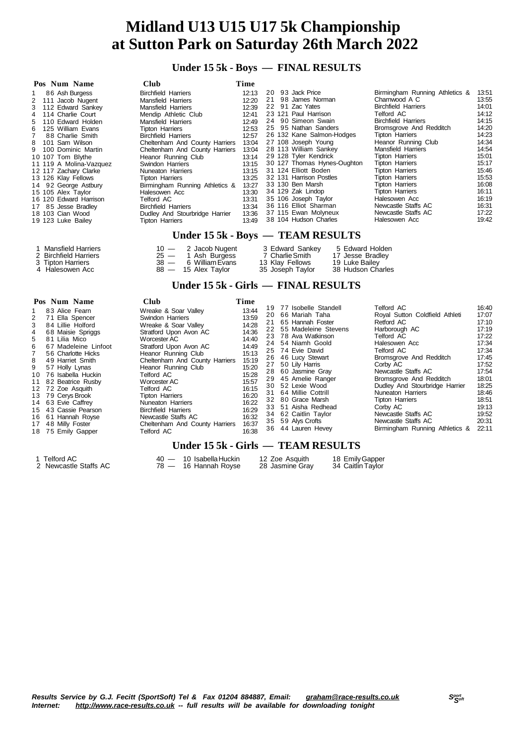# Midland U13 U15 U17 5k Championship at Sutton Park on Saturday 26th March 2022

## Under 15 5k - Boys — FINAL RESULTS

| Pos | Num | Name | Club | Time |
|---|---|---|---|---|
| 1 | 86 | Ash Burgess | Birchfield Harriers | 12:13 |
| 2 | 111 | Jacob Nugent | Mansfield Harriers | 12:20 |
| 3 | 112 | Edward Sankey | Mansfield Harriers | 12:39 |
| 4 | 114 | Charlie Court | Mendip Athletic Club | 12:41 |
| 5 | 110 | Edward Holden | Mansfield Harriers | 12:49 |
| 6 | 125 | William Evans | Tipton Harriers | 12:53 |
| 7 | 88 | Charlie Smith | Birchfield Harriers | 12:57 |
| 8 | 101 | Sam Wilson | Cheltenham And County Harriers | 13:04 |
| 9 | 100 | Dominic Martin | Cheltenham And County Harriers | 13:04 |
| 10 | 107 | Tom Blythe | Heanor Running Club | 13:14 |
| 11 | 119 | A Molina-Vazquez | Swindon Harriers | 13:15 |
| 12 | 117 | Zachary Clarke | Nuneaton Harriers | 13:15 |
| 13 | 126 | Klay Fellows | Tipton Harriers | 13:25 |
| 14 | 92 | George Astbury | Birmingham Running Athletics & | 13:27 |
| 15 | 105 | Alex Taylor | Halesowen Acc | 13:30 |
| 16 | 120 | Edward Harrison | Telford AC | 13:31 |
| 17 | 85 | Jesse Bradley | Birchfield Harriers | 13:34 |
| 18 | 103 | Cian Wood | Dudley And Stourbridge Harrier | 13:36 |
| 19 | 123 | Luke Bailey | Tipton Harriers | 13:49 |
| 20 | 93 | Jack Price | Birmingham Running Athletics & | 13:51 |
| 21 | 98 | James Norman | Charnwood A C | 13:55 |
| 22 | 91 | Zac Yates | Birchfield Harriers | 14:01 |
| 23 | 121 | Paul Harrison | Telford AC | 14:12 |
| 24 | 90 | Simeon Swain | Birchfield Harriers | 14:15 |
| 25 | 95 | Nathan Sanders | Bromsgrove And Redditch | 14:20 |
| 26 | 132 | Kane Salmon-Hodges | Tipton Harriers | 14:23 |
| 27 | 108 | Joseph Young | Heanor Running Club | 14:34 |
| 28 | 113 | William Sankey | Mansfield Harriers | 14:54 |
| 29 | 128 | Tyler Kendrick | Tipton Harriers | 15:01 |
| 30 | 127 | Thomas Hynes-Oughton | Tipton Harriers | 15:17 |
| 31 | 124 | Elliott Boden | Tipton Harriers | 15:46 |
| 32 | 131 | Harrison Postles | Tipton Harriers | 15:53 |
| 33 | 130 | Ben Marsh | Tipton Harriers | 16:08 |
| 34 | 129 | Zak Lindop | Tipton Harriers | 16:11 |
| 35 | 106 | Joseph Taylor | Halesowen Acc | 16:19 |
| 36 | 116 | Elliot Sharman | Newcastle Staffs AC | 16:31 |
| 37 | 115 | Ewan Molyneux | Newcastle Staffs AC | 17:22 |
| 38 | 104 | Hudson Charles | Halesowen Acc | 19:42 |

## Under 15 5k - Boys — TEAM RESULTS

| Pos | Team | Points | | | |
|---|---|---|---|---|---|
| 1 | Mansfield Harriers | 10 — | 2 Jacob Nugent | 3 Edward Sankey | 5 Edward Holden |
| 2 | Birchfield Harriers | 25 — | 1 Ash Burgess | 7 Charlie Smith | 17 Jesse Bradley |
| 3 | Tipton Harriers | 38 — | 6 William Evans | 13 Klay Fellows | 19 Luke Bailey |
| 4 | Halesowen Acc | 88 — | 15 Alex Taylor | 35 Joseph Taylor | 38 Hudson Charles |

## Under 15 5k - Girls — FINAL RESULTS

| Pos | Num | Name | Club | Time |
|---|---|---|---|---|
| 1 | 83 | Alice Fearn | Wreake & Soar Valley | 13:44 |
| 2 | 71 | Ella Spencer | Swindon Harriers | 13:59 |
| 3 | 84 | Lillie Holford | Wreake & Soar Valley | 14:28 |
| 4 | 68 | Maisie Spriggs | Stratford Upon Avon AC | 14:36 |
| 5 | 81 | Lilia Mico | Worcester AC | 14:40 |
| 6 | 67 | Madeleine Linfoot | Stratford Upon Avon AC | 14:49 |
| 7 | 56 | Charlotte Hicks | Heanor Running Club | 15:13 |
| 8 | 49 | Harriet Smith | Cheltenham And County Harriers | 15:19 |
| 9 | 57 | Holly Lynas | Heanor Running Club | 15:20 |
| 10 | 76 | Isabella Huckin | Telford AC | 15:28 |
| 11 | 82 | Beatrice Rusby | Worcester AC | 15:57 |
| 12 | 72 | Zoe Asquith | Telford AC | 16:15 |
| 13 | 79 | Cerys Brook | Tipton Harriers | 16:20 |
| 14 | 63 | Evie Caffrey | Nuneaton Harriers | 16:22 |
| 15 | 43 | Cassie Pearson | Birchfield Harriers | 16:29 |
| 16 | 61 | Hannah Royse | Newcastle Staffs AC | 16:32 |
| 17 | 48 | Milly Foster | Cheltenham And County Harriers | 16:37 |
| 18 | 75 | Emily Gapper | Telford AC | 16:38 |
| 19 | 77 | Isobelle Standell | Telford AC | 16:40 |
| 20 | 66 | Mariah Taha | Royal Sutton Coldfield Athleti | 17:07 |
| 21 | 65 | Hannah Foster | Retford AC | 17:10 |
| 22 | 55 | Madeleine Stevens | Harborough AC | 17:19 |
| 23 | 78 | Ava Watkinson | Telford AC | 17:22 |
| 24 | 54 | Niamh Goold | Halesowen Acc | 17:34 |
| 25 | 74 | Evie David | Telford AC | 17:34 |
| 26 | 46 | Lucy Stewart | Bromsgrove And Redditch | 17:45 |
| 27 | 50 | Lily Harris | Corby AC | 17:52 |
| 28 | 60 | Jasmine Gray | Newcastle Staffs AC | 17:54 |
| 29 | 45 | Amelie Ranger | Bromsgrove And Redditch | 18:01 |
| 30 | 52 | Lexie Wood | Dudley And Stourbridge Harrier | 18:25 |
| 31 | 64 | Millie Cottrill | Nuneaton Harriers | 18:46 |
| 32 | 80 | Grace Marsh | Tipton Harriers | 18:51 |
| 33 | 51 | Aisha Redhead | Corby AC | 19:13 |
| 34 | 62 | Caitlin Taylor | Newcastle Staffs AC | 19:52 |
| 35 | 59 | Alys Crofts | Newcastle Staffs AC | 20:31 |
| 36 | 44 | Lauren Hevey | Birmingham Running Athletics & | 22:11 |

## Under 15 5k - Girls — TEAM RESULTS

| Pos | Team | Points | | | |
|---|---|---|---|---|---|
| 1 | Telford AC | 40 — | 10 Isabella Huckin | 12 Zoe Asquith | 18 Emily Gapper |
| 2 | Newcastle Staffs AC | 78 — | 16 Hannah Royse | 28 Jasmine Gray | 34 Caitlin Taylor |

*Results Service by G.J. Fecitt (SportSoft) Tel & Fax 01204 884887, Email: graham@race-results.co.uk*
*Internet: http://www.race-results.co.uk -- full results will be available for downloading tonight*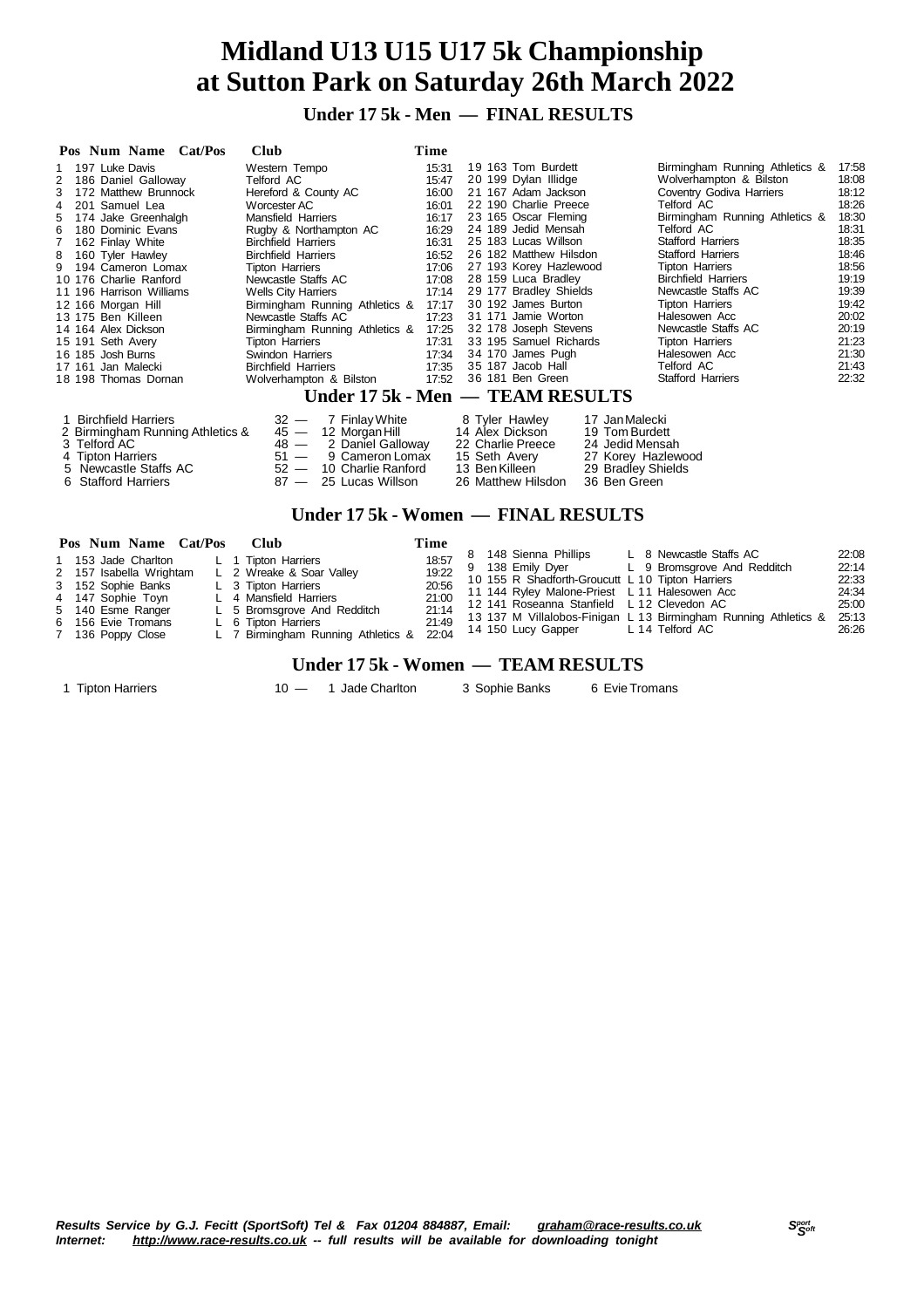# Midland U13 U15 U17 5k Championship
# at Sutton Park on Saturday 26th March 2022

## Under 17 5k - Men — FINAL RESULTS

| Pos | Num | Name | Cat/Pos | Club | Time |
|---|---|---|---|---|---|
| 1 | 197 | Luke Davis | | Western Tempo | 15:31 |
| 2 | 186 | Daniel Galloway | | Telford AC | 15:47 |
| 3 | 172 | Matthew Brunnock | | Hereford & County AC | 16:00 |
| 4 | 201 | Samuel Lea | | Worcester AC | 16:01 |
| 5 | 174 | Jake Greenhalgh | | Mansfield Harriers | 16:17 |
| 6 | 180 | Dominic Evans | | Rugby & Northampton AC | 16:29 |
| 7 | 162 | Finlay White | | Birchfield Harriers | 16:31 |
| 8 | 160 | Tyler Hawley | | Birchfield Harriers | 16:52 |
| 9 | 194 | Cameron Lomax | | Tipton Harriers | 17:06 |
| 10 | 176 | Charlie Ranford | | Newcastle Staffs AC | 17:08 |
| 11 | 196 | Harrison Williams | | Wells City Harriers | 17:14 |
| 12 | 166 | Morgan Hill | | Birmingham Running Athletics & | 17:17 |
| 13 | 175 | Ben Killeen | | Newcastle Staffs AC | 17:23 |
| 14 | 164 | Alex Dickson | | Birmingham Running Athletics & | 17:25 |
| 15 | 191 | Seth Avery | | Tipton Harriers | 17:31 |
| 16 | 185 | Josh Burns | | Swindon Harriers | 17:34 |
| 17 | 161 | Jan Malecki | | Birchfield Harriers | 17:35 |
| 18 | 198 | Thomas Dornan | | Wolverhampton & Bilston | 17:52 |
| 19 | 163 | Tom Burdett | | Birmingham Running Athletics & | 17:58 |
| 20 | 199 | Dylan Illidge | | Wolverhampton & Bilston | 18:08 |
| 21 | 167 | Adam Jackson | | Coventry Godiva Harriers | 18:12 |
| 22 | 190 | Charlie Preece | | Telford AC | 18:26 |
| 23 | 165 | Oscar Fleming | | Birmingham Running Athletics & | 18:30 |
| 24 | 189 | Jedid Mensah | | Telford AC | 18:31 |
| 25 | 183 | Lucas Willson | | Stafford Harriers | 18:35 |
| 26 | 182 | Matthew Hilsdon | | Stafford Harriers | 18:46 |
| 27 | 193 | Korey Hazlewood | | Tipton Harriers | 18:56 |
| 28 | 159 | Luca Bradley | | Birchfield Harriers | 19:19 |
| 29 | 177 | Bradley Shields | | Newcastle Staffs AC | 19:39 |
| 30 | 192 | James Burton | | Tipton Harriers | 19:42 |
| 31 | 171 | Jamie Worton | | Halesowen Acc | 20:02 |
| 32 | 178 | Joseph Stevens | | Newcastle Staffs AC | 20:19 |
| 33 | 195 | Samuel Richards | | Tipton Harriers | 21:23 |
| 34 | 170 | James Pugh | | Halesowen Acc | 21:30 |
| 35 | 187 | Jacob Hall | | Telford AC | 21:43 |
| 36 | 181 | Ben Green | | Stafford Harriers | 22:32 |

## Under 17 5k - Men — TEAM RESULTS

| | | | | | |
|---|---|---|---|---|---|
| 1 | Birchfield Harriers | 32 — | 7 Finlay White | 8 Tyler Hawley | 17 Jan Malecki |
| 2 | Birmingham Running Athletics & | 45 — | 12 Morgan Hill | 14 Alex Dickson | 19 Tom Burdett |
| 3 | Telford AC | 48 — | 2 Daniel Galloway | 22 Charlie Preece | 24 Jedid Mensah |
| 4 | Tipton Harriers | 51 — | 9 Cameron Lomax | 15 Seth Avery | 27 Korey Hazlewood |
| 5 | Newcastle Staffs AC | 52 — | 10 Charlie Ranford | 13 Ben Killeen | 29 Bradley Shields |
| 6 | Stafford Harriers | 87 — | 25 Lucas Willson | 26 Matthew Hilsdon | 36 Ben Green |

## Under 17 5k - Women — FINAL RESULTS

| Pos | Num | Name | Cat/Pos | Club | Time |
|---|---|---|---|---|---|
| 1 | 153 | Jade Charlton | L 1 | Tipton Harriers | 18:57 |
| 2 | 157 | Isabella Wrightam | L 2 | Wreake & Soar Valley | 19:22 |
| 3 | 152 | Sophie Banks | L 3 | Tipton Harriers | 20:56 |
| 4 | 147 | Sophie Toyn | L 4 | Mansfield Harriers | 21:00 |
| 5 | 140 | Esme Ranger | L 5 | Bromsgrove And Redditch | 21:14 |
| 6 | 156 | Evie Tromans | L 6 | Tipton Harriers | 21:49 |
| 7 | 136 | Poppy Close | L 7 | Birmingham Running Athletics & | 22:04 |
| 8 | 148 | Sienna Phillips | L 8 | Newcastle Staffs AC | 22:08 |
| 9 | 138 | Emily Dyer | L 9 | Bromsgrove And Redditch | 22:14 |
| 10 | 155 | R Shadforth-Groucutt | L 10 | Tipton Harriers | 22:33 |
| 11 | 144 | Ryley Malone-Priest | L 11 | Halesowen Acc | 24:34 |
| 12 | 141 | Roseanna Stanfield | L 12 | Clevedon AC | 25:00 |
| 13 | 137 | M Villalobos-Finigan | L 13 | Birmingham Running Athletics & | 25:13 |
| 14 | 150 | Lucy Gapper | L 14 | Telford AC | 26:26 |

## Under 17 5k - Women — TEAM RESULTS

| | | | | | |
|---|---|---|---|---|---|
| 1 | Tipton Harriers | 10 — | 1 Jade Charlton | 3 Sophie Banks | 6 Evie Tromans |

*Results Service by G.J. Fecitt (SportSoft) Tel & Fax 01204 884887, Email: graham@race-results.co.uk*
*Internet: http://www.race-results.co.uk -- full results will be available for downloading tonight*